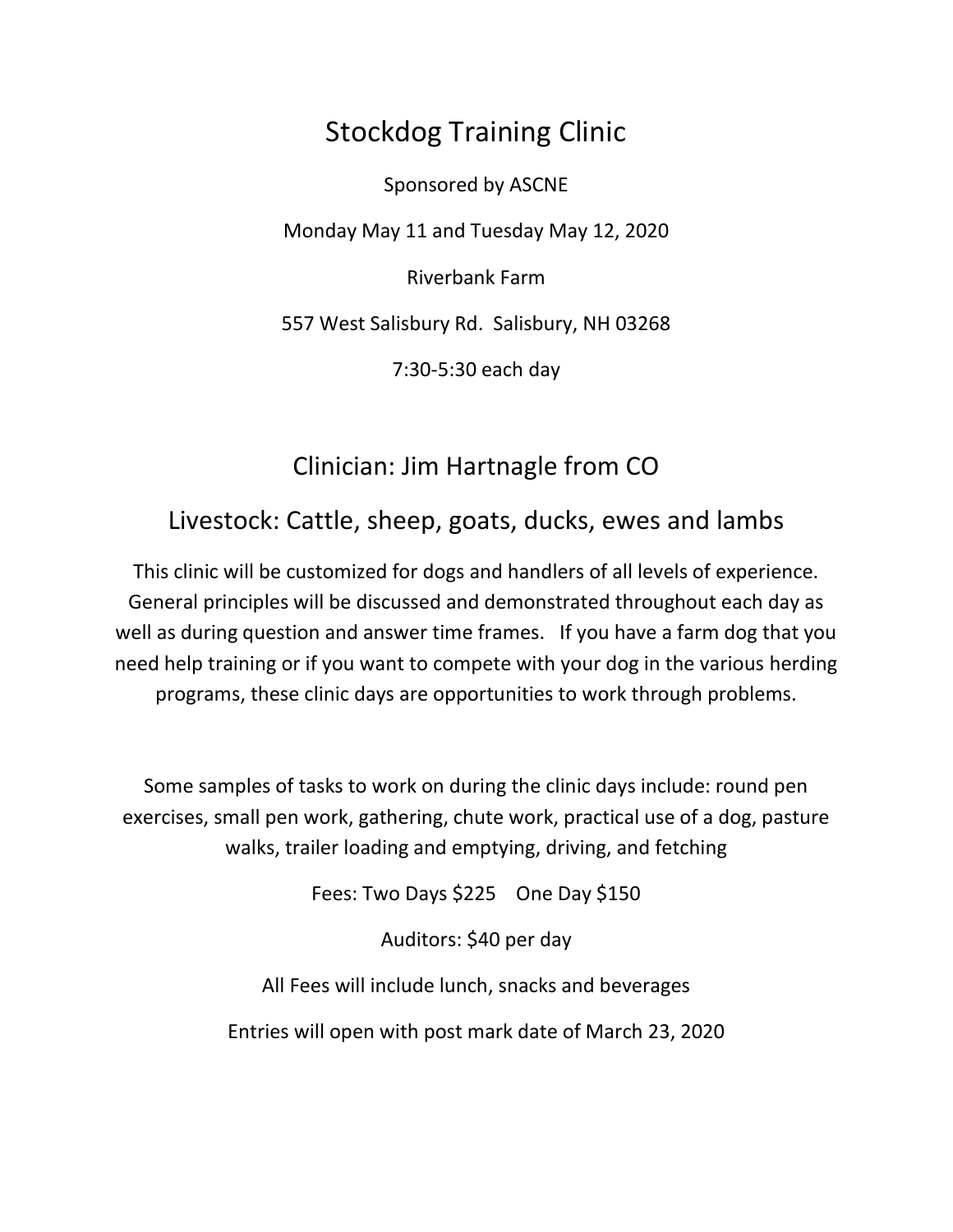# Stockdog Training Clinic

Sponsored by ASCNE

Monday May 11 and Tuesday May 12, 2020

Riverbank Farm

557 West Salisbury Rd. Salisbury, NH 03268

7:30-5:30 each day

## Clinician: Jim Hartnagle from CO

## Livestock: Cattle, sheep, goats, ducks, ewes and lambs

This clinic will be customized for dogs and handlers of all levels of experience. General principles will be discussed and demonstrated throughout each day as well as during question and answer time frames. If you have a farm dog that you need help training or if you want to compete with your dog in the various herding programs, these clinic days are opportunities to work through problems.

Some samples of tasks to work on during the clinic days include: round pen exercises, small pen work, gathering, chute work, practical use of a dog, pasture walks, trailer loading and emptying, driving, and fetching

Fees: Two Days $225 One Day $150

Auditors: $40 per day

All Fees will include lunch, snacks and beverages

Entries will open with post mark date of March 23, 2020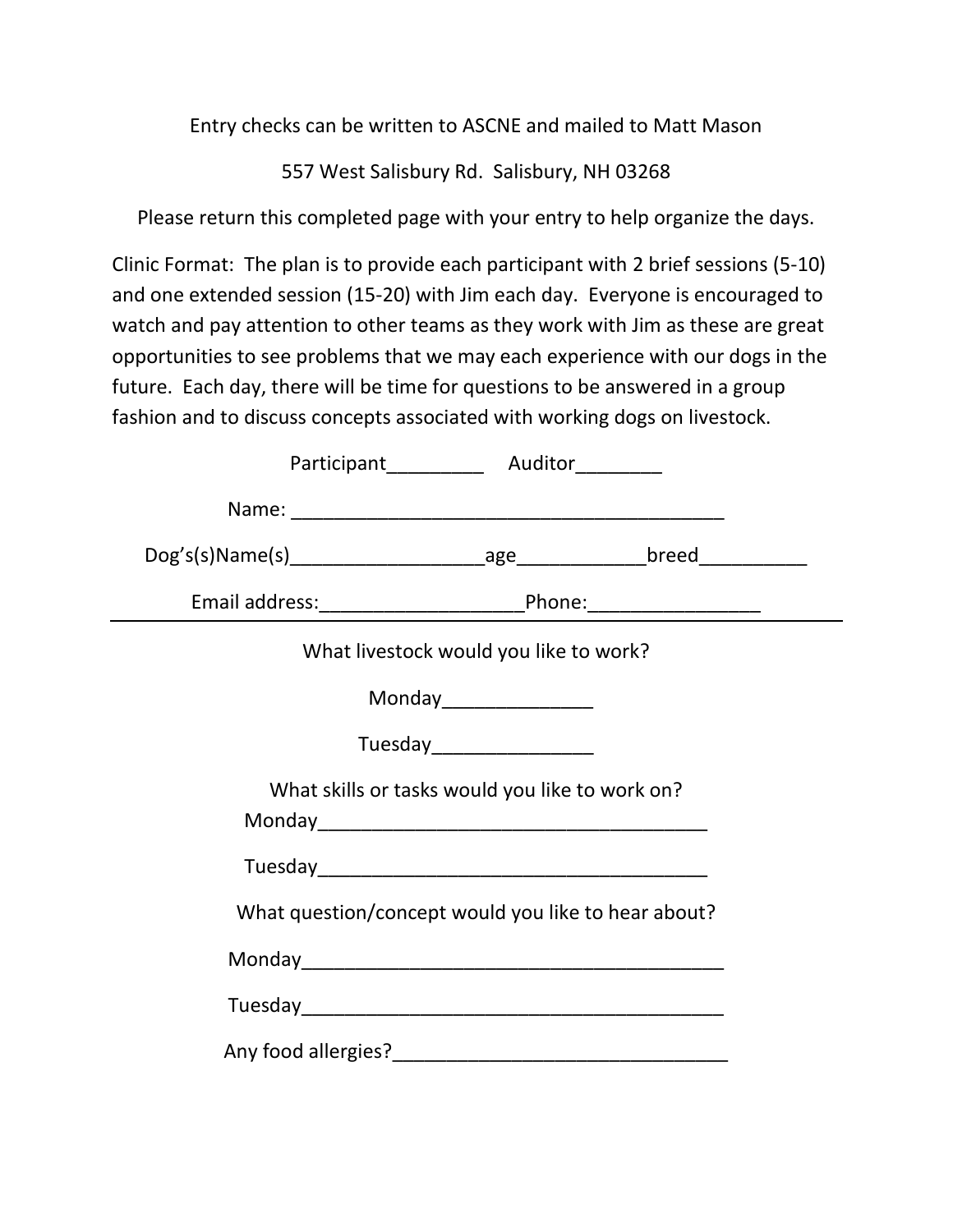Entry checks can be written to ASCNE and mailed to Matt Mason

557 West Salisbury Rd. Salisbury, NH 03268

Please return this completed page with your entry to help organize the days.

Clinic Format: The plan is to provide each participant with 2 brief sessions (5-10) and one extended session (15-20) with Jim each day. Everyone is encouraged to watch and pay attention to other teams as they work with Jim as these are great opportunities to see problems that we may each experience with our dogs in the future. Each day, there will be time for questions to be answered in a group fashion and to discuss concepts associated with working dogs on livestock.

Participant_________ Auditor________

Name: __________________________________________

Dog's(s)Name(s)__________________age____________breed__________

Email address:___________________Phone:________________

---

What livestock would you like to work?

Monday______________

Tuesday_______________

What skills or tasks would you like to work on?

Monday_____________________________________

Tuesday_____________________________________

What question/concept would you like to hear about?

Monday_________________________________________

Tuesday_________________________________________

Any food allergies?_______________________________